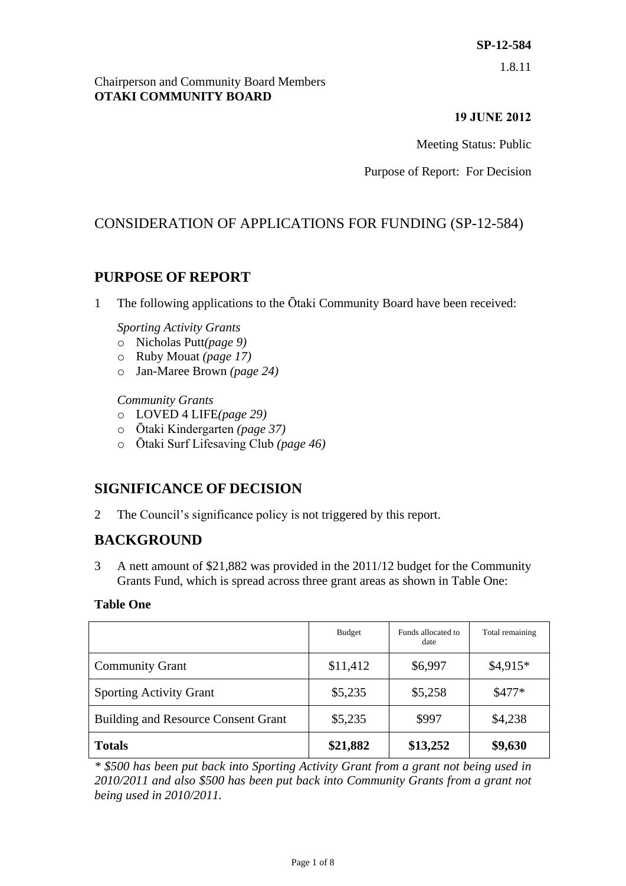**SP-12-584**

1.8.11

Chairperson and Community Board Members
**OTAKI COMMUNITY BOARD**

**19 JUNE 2012**

Meeting Status: Public

Purpose of Report: For Decision

# CONSIDERATION OF APPLICATIONS FOR FUNDING (SP-12-584)

## PURPOSE OF REPORT

1 The following applications to the Ōtaki Community Board have been received:

*Sporting Activity Grants*

- Nicholas Putt*(page 9)*
- Ruby Mouat *(page 17)*
- Jan-Maree Brown *(page 24)*

*Community Grants*

- LOVED 4 LIFE*(page 29)*
- Ōtaki Kindergarten *(page 37)*
- Ōtaki Surf Lifesaving Club *(page 46)*

## SIGNIFICANCE OF DECISION

2 The Council's significance policy is not triggered by this report.

## BACKGROUND

3 A nett amount of $21,882 was provided in the 2011/12 budget for the Community Grants Fund, which is spread across three grant areas as shown in Table One:

**Table One**

| | Budget | Funds allocated to date | Total remaining |
|---|---|---|---|
| Community Grant | $11,412 | $6,997 | $4,915* |
| Sporting Activity Grant | $5,235 | $5,258 | $477* |
| Building and Resource Consent Grant | $5,235 | $997 | $4,238 |
| **Totals** | **$21,882** | **$13,252** | **$9,630** |

*\* $500 has been put back into Sporting Activity Grant from a grant not being used in 2010/2011 and also $500 has been put back into Community Grants from a grant not being used in 2010/2011.*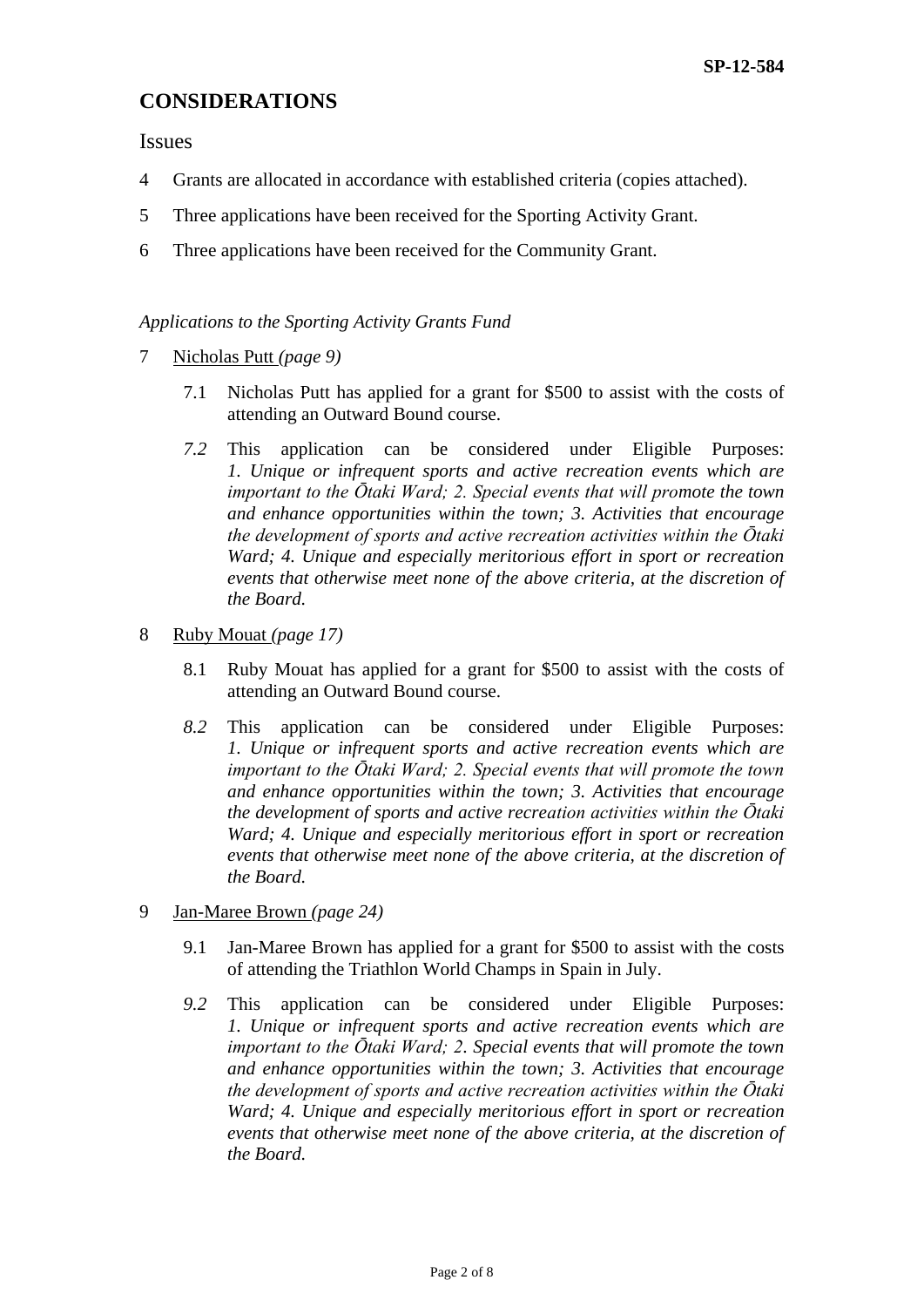## CONSIDERATIONS

### Issues

4 Grants are allocated in accordance with established criteria (copies attached).

5 Three applications have been received for the Sporting Activity Grant.

6 Three applications have been received for the Community Grant.

*Applications to the Sporting Activity Grants Fund*

7 Nicholas Putt *(page 9)*

7.1 Nicholas Putt has applied for a grant for $500 to assist with the costs of attending an Outward Bound course.

*7.2* This application can be considered under Eligible Purposes: *1. Unique or infrequent sports and active recreation events which are important to the Ōtaki Ward; 2. Special events that will promote the town and enhance opportunities within the town; 3. Activities that encourage the development of sports and active recreation activities within the Ōtaki Ward; 4. Unique and especially meritorious effort in sport or recreation events that otherwise meet none of the above criteria, at the discretion of the Board.*

8 Ruby Mouat *(page 17)*

8.1 Ruby Mouat has applied for a grant for $500 to assist with the costs of attending an Outward Bound course.

*8.2* This application can be considered under Eligible Purposes: *1. Unique or infrequent sports and active recreation events which are important to the Ōtaki Ward; 2. Special events that will promote the town and enhance opportunities within the town; 3. Activities that encourage the development of sports and active recreation activities within the Ōtaki Ward; 4. Unique and especially meritorious effort in sport or recreation events that otherwise meet none of the above criteria, at the discretion of the Board.*

9 Jan-Maree Brown *(page 24)*

9.1 Jan-Maree Brown has applied for a grant for $500 to assist with the costs of attending the Triathlon World Champs in Spain in July.

*9.2* This application can be considered under Eligible Purposes: *1. Unique or infrequent sports and active recreation events which are important to the Ōtaki Ward; 2. Special events that will promote the town and enhance opportunities within the town; 3. Activities that encourage the development of sports and active recreation activities within the Ōtaki Ward; 4. Unique and especially meritorious effort in sport or recreation events that otherwise meet none of the above criteria, at the discretion of the Board.*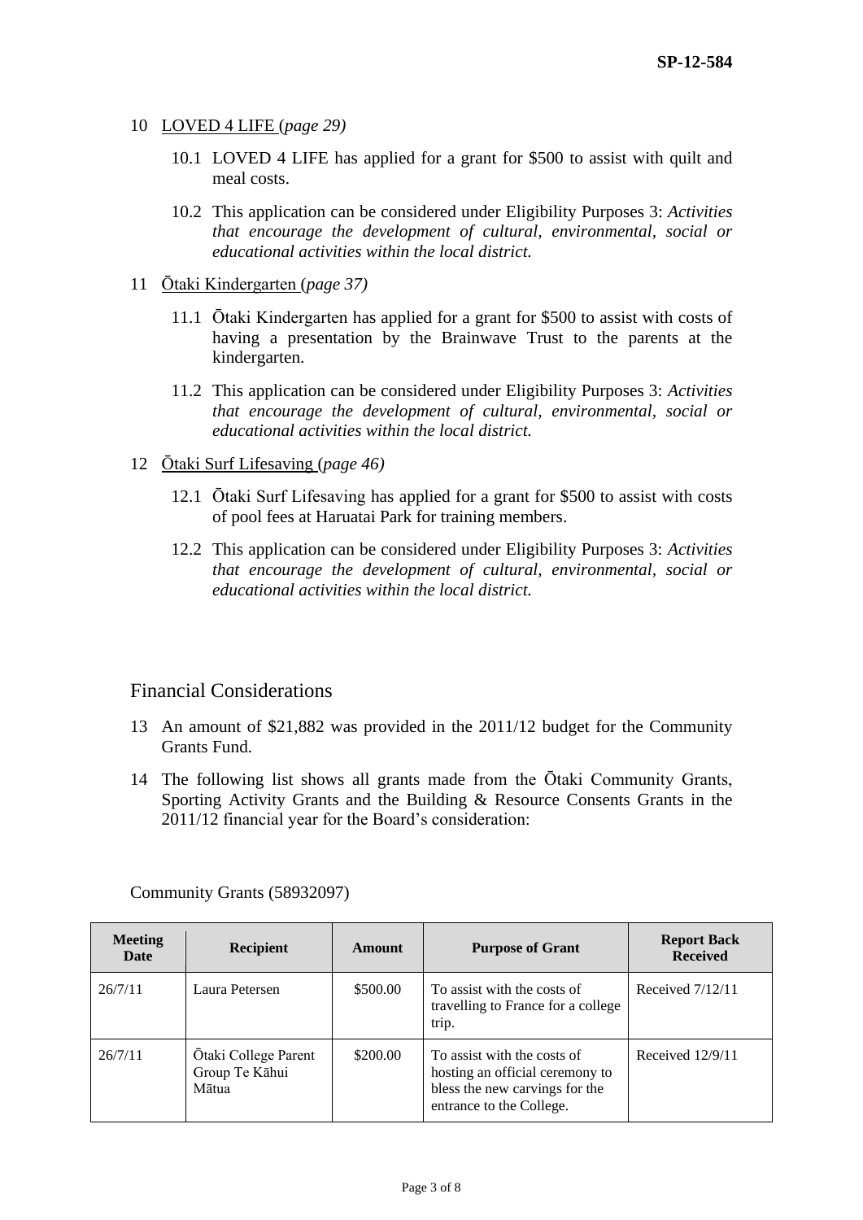10 LOVED 4 LIFE (*page 29)*

10.1 LOVED 4 LIFE has applied for a grant for $500 to assist with quilt and meal costs.

10.2 This application can be considered under Eligibility Purposes 3: *Activities that encourage the development of cultural, environmental, social or educational activities within the local district.*

11 Ōtaki Kindergarten (*page 37)*

11.1 Ōtaki Kindergarten has applied for a grant for $500 to assist with costs of having a presentation by the Brainwave Trust to the parents at the kindergarten.

11.2 This application can be considered under Eligibility Purposes 3: *Activities that encourage the development of cultural, environmental, social or educational activities within the local district.*

12 Ōtaki Surf Lifesaving (*page 46)*

12.1 Ōtaki Surf Lifesaving has applied for a grant for $500 to assist with costs of pool fees at Haruatai Park for training members.

12.2 This application can be considered under Eligibility Purposes 3: *Activities that encourage the development of cultural, environmental, social or educational activities within the local district.*

## Financial Considerations

13 An amount of $21,882 was provided in the 2011/12 budget for the Community Grants Fund.

14 The following list shows all grants made from the Ōtaki Community Grants, Sporting Activity Grants and the Building & Resource Consents Grants in the 2011/12 financial year for the Board's consideration:

Community Grants (58932097)

| Meeting Date | Recipient | Amount | Purpose of Grant | Report Back Received |
|---|---|---|---|---|
| 26/7/11 | Laura Petersen | $500.00 | To assist with the costs of travelling to France for a college trip. | Received 7/12/11 |
| 26/7/11 | Ōtaki College Parent Group Te Kāhui Mātua | $200.00 | To assist with the costs of hosting an official ceremony to bless the new carvings for the entrance to the College. | Received 12/9/11 |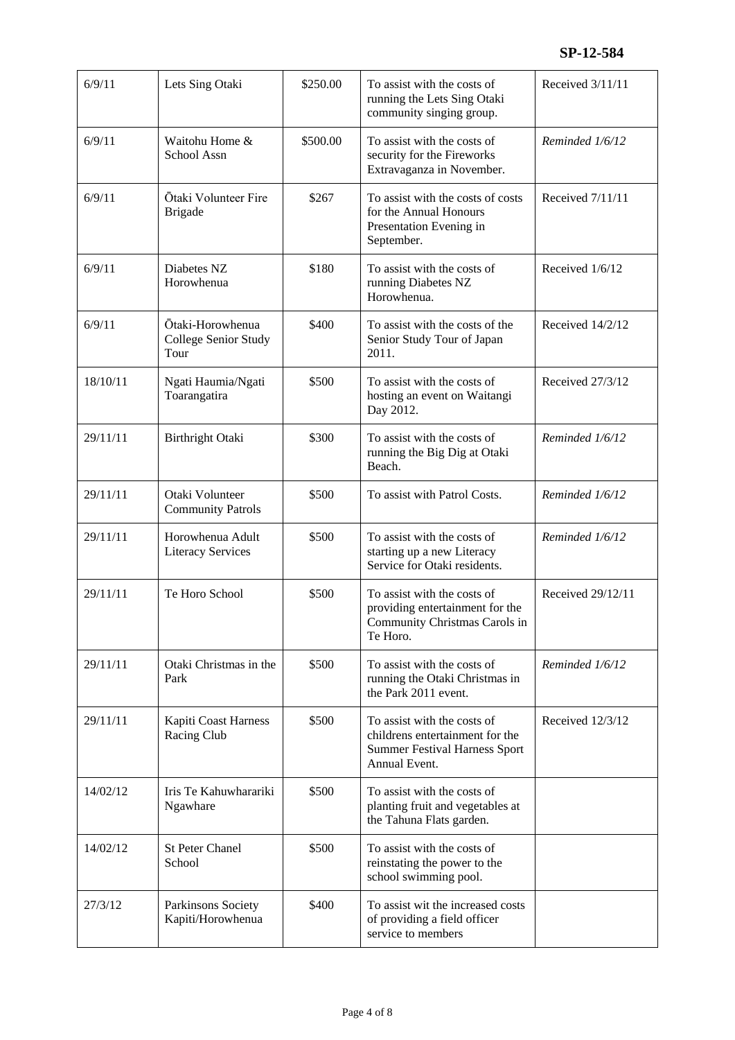| 6/9/11 | Lets Sing Otaki | \$250.00 | To assist with the costs of running the Lets Sing Otaki community singing group. | Received 3/11/11 |
|---|---|---|---|---|
| 6/9/11 | Waitohu Home & School Assn | \$500.00 | To assist with the costs of security for the Fireworks Extravaganza in November. | *Reminded 1/6/12* |
| 6/9/11 | Ōtaki Volunteer Fire Brigade | \$267 | To assist with the costs of costs for the Annual Honours Presentation Evening in September. | Received 7/11/11 |
| 6/9/11 | Diabetes NZ Horowhenua | \$180 | To assist with the costs of running Diabetes NZ Horowhenua. | Received 1/6/12 |
| 6/9/11 | Ōtaki-Horowhenua College Senior Study Tour | \$400 | To assist with the costs of the Senior Study Tour of Japan 2011. | Received 14/2/12 |
| 18/10/11 | Ngati Haumia/Ngati Toarangatira | \$500 | To assist with the costs of hosting an event on Waitangi Day 2012. | Received 27/3/12 |
| 29/11/11 | Birthright Otaki | \$300 | To assist with the costs of running the Big Dig at Otaki Beach. | *Reminded 1/6/12* |
| 29/11/11 | Otaki Volunteer Community Patrols | \$500 | To assist with Patrol Costs. | *Reminded 1/6/12* |
| 29/11/11 | Horowhenua Adult Literacy Services | \$500 | To assist with the costs of starting up a new Literacy Service for Otaki residents. | *Reminded 1/6/12* |
| 29/11/11 | Te Horo School | \$500 | To assist with the costs of providing entertainment for the Community Christmas Carols in Te Horo. | Received 29/12/11 |
| 29/11/11 | Otaki Christmas in the Park | \$500 | To assist with the costs of running the Otaki Christmas in the Park 2011 event. | *Reminded 1/6/12* |
| 29/11/11 | Kapiti Coast Harness Racing Club | \$500 | To assist with the costs of childrens entertainment for the Summer Festival Harness Sport Annual Event. | Received 12/3/12 |
| 14/02/12 | Iris Te Kahuwharariki Ngawhare | \$500 | To assist with the costs of planting fruit and vegetables at the Tahuna Flats garden. | |
| 14/02/12 | St Peter Chanel School | \$500 | To assist with the costs of reinstating the power to the school swimming pool. | |
| 27/3/12 | Parkinsons Society Kapiti/Horowhenua | \$400 | To assist wit the increased costs of providing a field officer service to members | |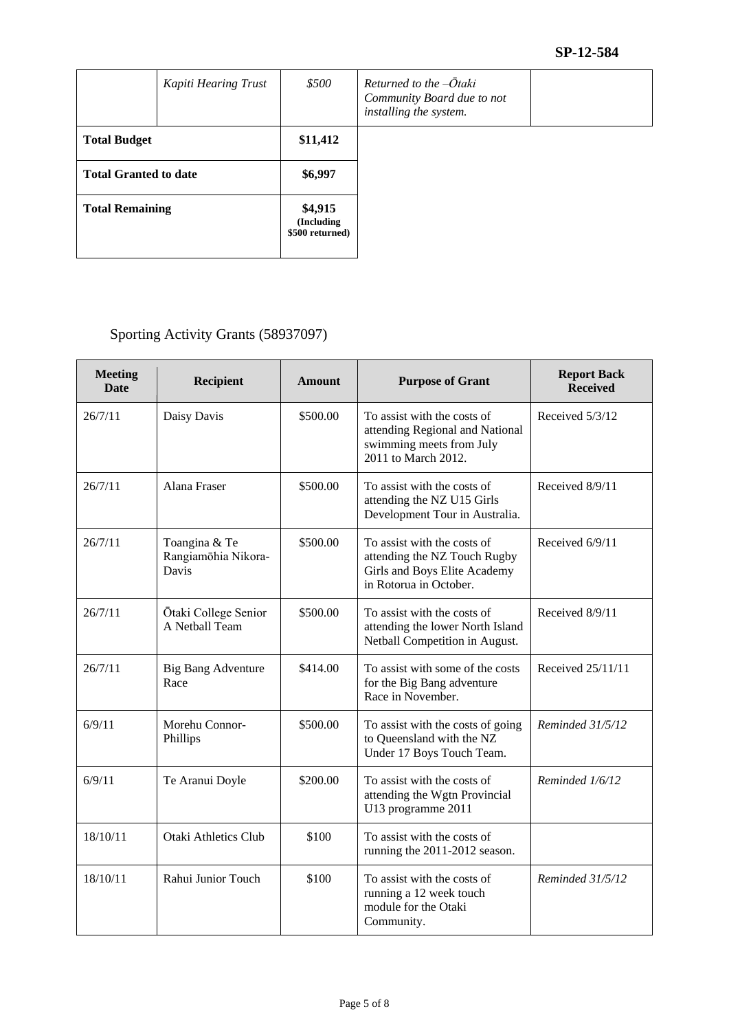| | *Kapiti Hearing Trust* | *$500* | *Returned to the –Ōtaki Community Board due to not installing the system.* | |
|---|---|---|---|---|
| **Total Budget** | | **$11,412** | | |
| **Total Granted to date** | | **$6,997** | | |
| **Total Remaining** | | **$4,915 (Including $500 returned)** | | |

## Sporting Activity Grants (58937097)

| Meeting Date | Recipient | Amount | Purpose of Grant | Report Back Received |
|---|---|---|---|---|
| 26/7/11 | Daisy Davis | $500.00 | To assist with the costs of attending Regional and National swimming meets from July 2011 to March 2012. | Received 5/3/12 |
| 26/7/11 | Alana Fraser | $500.00 | To assist with the costs of attending the NZ U15 Girls Development Tour in Australia. | Received 8/9/11 |
| 26/7/11 | Toangina & Te Rangiamōhia Nikora-Davis | $500.00 | To assist with the costs of attending the NZ Touch Rugby Girls and Boys Elite Academy in Rotorua in October. | Received 6/9/11 |
| 26/7/11 | Ōtaki College Senior A Netball Team | $500.00 | To assist with the costs of attending the lower North Island Netball Competition in August. | Received 8/9/11 |
| 26/7/11 | Big Bang Adventure Race | $414.00 | To assist with some of the costs for the Big Bang adventure Race in November. | Received 25/11/11 |
| 6/9/11 | Morehu Connor-Phillips | $500.00 | To assist with the costs of going to Queensland with the NZ Under 17 Boys Touch Team. | *Reminded 31/5/12* |
| 6/9/11 | Te Aranui Doyle | $200.00 | To assist with the costs of attending the Wgtn Provincial U13 programme 2011 | *Reminded 1/6/12* |
| 18/10/11 | Otaki Athletics Club | $100 | To assist with the costs of running the 2011-2012 season. | |
| 18/10/11 | Rahui Junior Touch | $100 | To assist with the costs of running a 12 week touch module for the Otaki Community. | *Reminded 31/5/12* |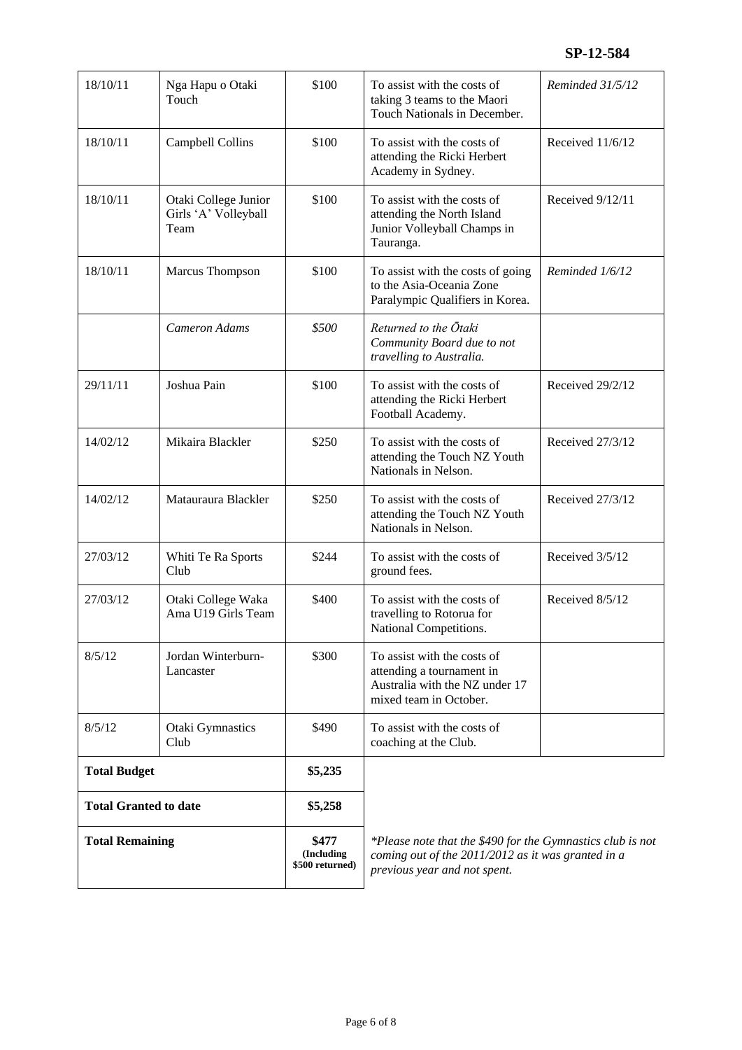SP-12-584

| 18/10/11 | Nga Hapu o Otaki Touch | $100 | To assist with the costs of taking 3 teams to the Maori Touch Nationals in December. | *Reminded 31/5/12* |
|---|---|---|---|---|
| 18/10/11 | Campbell Collins | $100 | To assist with the costs of attending the Ricki Herbert Academy in Sydney. | Received 11/6/12 |
| 18/10/11 | Otaki College Junior Girls 'A' Volleyball Team | $100 | To assist with the costs of attending the North Island Junior Volleyball Champs in Tauranga. | Received 9/12/11 |
| 18/10/11 | Marcus Thompson | $100 | To assist with the costs of going to the Asia-Oceania Zone Paralympic Qualifiers in Korea. | *Reminded 1/6/12* |
| | *Cameron Adams* | *$500* | *Returned to the Ōtaki Community Board due to not travelling to Australia.* | |
| 29/11/11 | Joshua Pain | $100 | To assist with the costs of attending the Ricki Herbert Football Academy. | Received 29/2/12 |
| 14/02/12 | Mikaira Blackler | $250 | To assist with the costs of attending the Touch NZ Youth Nationals in Nelson. | Received 27/3/12 |
| 14/02/12 | Matauraura Blackler | $250 | To assist with the costs of attending the Touch NZ Youth Nationals in Nelson. | Received 27/3/12 |
| 27/03/12 | Whiti Te Ra Sports Club | $244 | To assist with the costs of ground fees. | Received 3/5/12 |
| 27/03/12 | Otaki College Waka Ama U19 Girls Team | $400 | To assist with the costs of travelling to Rotorua for National Competitions. | Received 8/5/12 |
| 8/5/12 | Jordan Winterburn-Lancaster | $300 | To assist with the costs of attending a tournament in Australia with the NZ under 17 mixed team in October. | |
| 8/5/12 | Otaki Gymnastics Club | $490 | To assist with the costs of coaching at the Club. | |
| **Total Budget** | | **$5,235** | | |
| **Total Granted to date** | | **$5,258** | | |
| **Total Remaining** | | **$477 (Including $500 returned)** | *\*Please note that the $490 for the Gymnastics club is not coming out of the 2011/2012 as it was granted in a previous year and not spent.* | |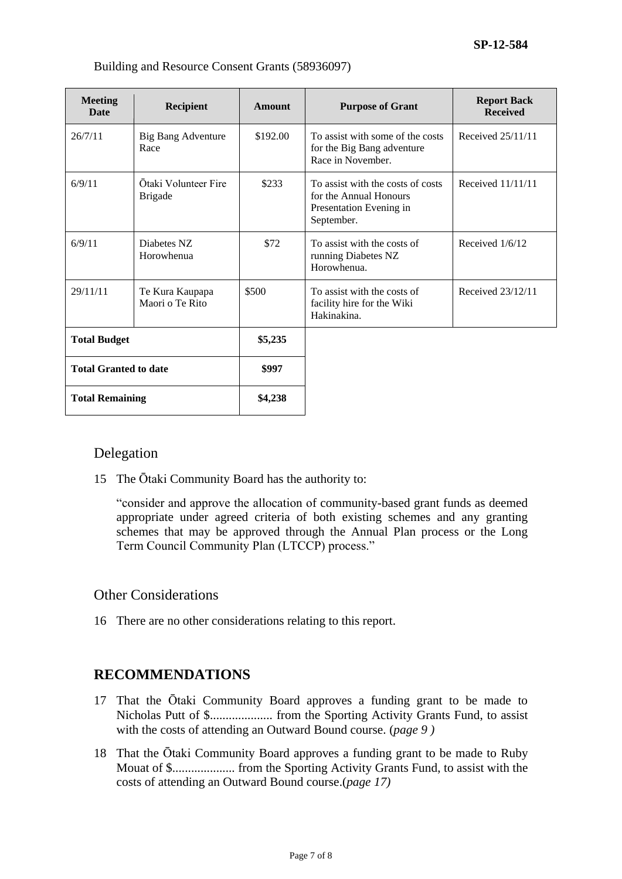Building and Resource Consent Grants (58936097)

| Meeting Date | Recipient | Amount | Purpose of Grant | Report Back Received |
|---|---|---|---|---|
| 26/7/11 | Big Bang Adventure Race | \$192.00 | To assist with some of the costs for the Big Bang adventure Race in November. | Received 25/11/11 |
| 6/9/11 | Ōtaki Volunteer Fire Brigade | \$233 | To assist with the costs of costs for the Annual Honours Presentation Evening in September. | Received 11/11/11 |
| 6/9/11 | Diabetes NZ Horowhenua | \$72 | To assist with the costs of running Diabetes NZ Horowhenua. | Received 1/6/12 |
| 29/11/11 | Te Kura Kaupapa Maori o Te Rito | \$500 | To assist with the costs of facility hire for the Wiki Hakinakina. | Received 23/12/11 |
| **Total Budget** | | **\$5,235** | | |
| **Total Granted to date** | | **\$997** | | |
| **Total Remaining** | | **\$4,238** | | |

## Delegation

15 The Ōtaki Community Board has the authority to:

"consider and approve the allocation of community-based grant funds as deemed appropriate under agreed criteria of both existing schemes and any granting schemes that may be approved through the Annual Plan process or the Long Term Council Community Plan (LTCCP) process."

## Other Considerations

16 There are no other considerations relating to this report.

## RECOMMENDATIONS

17 That the Ōtaki Community Board approves a funding grant to be made to Nicholas Putt of \$.................... from the Sporting Activity Grants Fund, to assist with the costs of attending an Outward Bound course. (*page 9 )*

18 That the Ōtaki Community Board approves a funding grant to be made to Ruby Mouat of \$.................... from the Sporting Activity Grants Fund, to assist with the costs of attending an Outward Bound course.(*page 17)*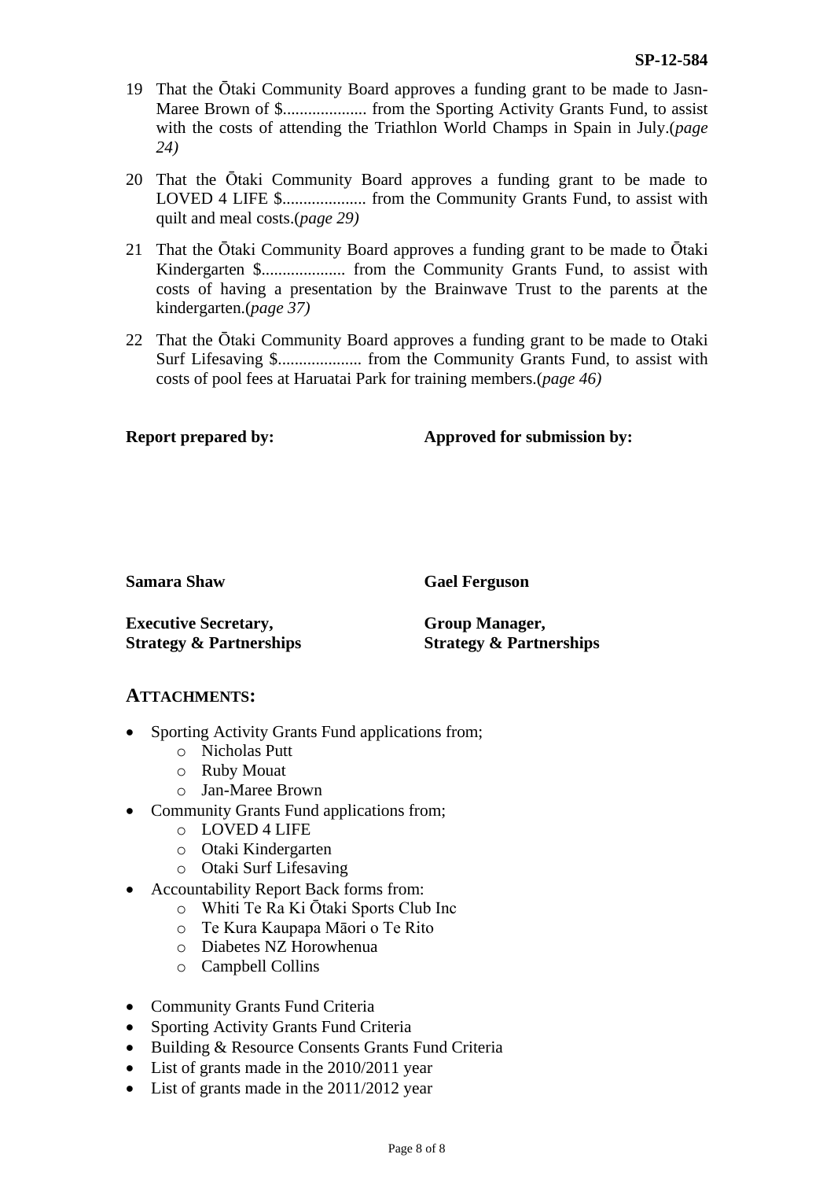19 That the Ōtaki Community Board approves a funding grant to be made to Jasn-Maree Brown of $.................... from the Sporting Activity Grants Fund, to assist with the costs of attending the Triathlon World Champs in Spain in July.(*page 24)*

20 That the Ōtaki Community Board approves a funding grant to be made to LOVED 4 LIFE $.................... from the Community Grants Fund, to assist with quilt and meal costs.(*page 29)*

21 That the Ōtaki Community Board approves a funding grant to be made to Ōtaki Kindergarten $.................... from the Community Grants Fund, to assist with costs of having a presentation by the Brainwave Trust to the parents at the kindergarten.(*page 37)*

22 That the Ōtaki Community Board approves a funding grant to be made to Otaki Surf Lifesaving $.................... from the Community Grants Fund, to assist with costs of pool fees at Haruatai Park for training members.(*page 46)*

| **Report prepared by:** | **Approved for submission by:** |
|---|---|
| **Samara Shaw** | **Gael Ferguson** |
| **Executive Secretary, Strategy & Partnerships** | **Group Manager, Strategy & Partnerships** |

## ATTACHMENTS:

- Sporting Activity Grants Fund applications from;
  - Nicholas Putt
  - Ruby Mouat
  - Jan-Maree Brown
- Community Grants Fund applications from;
  - LOVED 4 LIFE
  - Otaki Kindergarten
  - Otaki Surf Lifesaving
- Accountability Report Back forms from:
  - Whiti Te Ra Ki Ōtaki Sports Club Inc
  - Te Kura Kaupapa Māori o Te Rito
  - Diabetes NZ Horowhenua
  - Campbell Collins

- Community Grants Fund Criteria
- Sporting Activity Grants Fund Criteria
- Building & Resource Consents Grants Fund Criteria
- List of grants made in the 2010/2011 year
- List of grants made in the 2011/2012 year